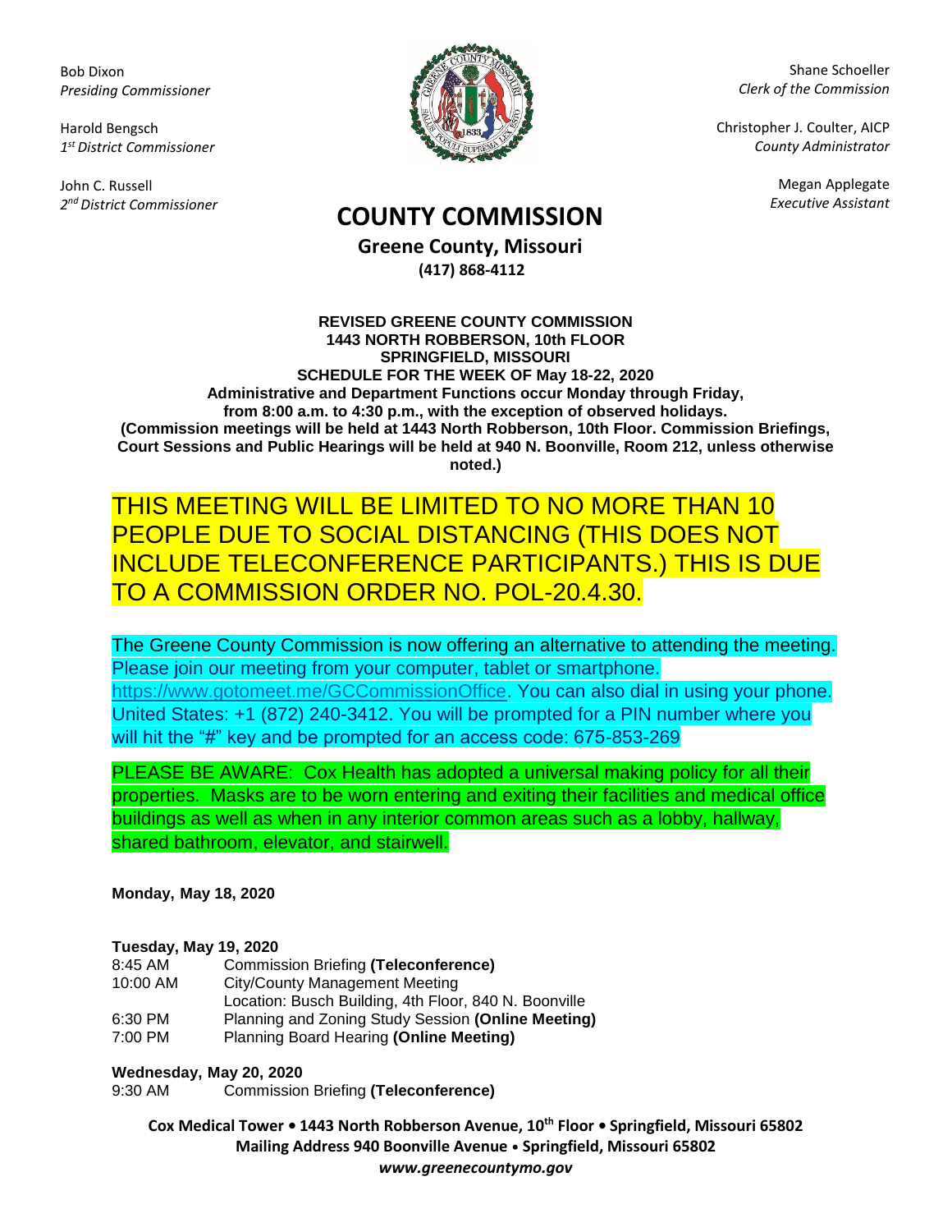Bob Dixon
*Presiding Commissioner*

Harold Bengsch
*1st District Commissioner*

John C. Russell
*2nd District Commissioner*

Shane Schoeller
*Clerk of the Commission*

Christopher J. Coulter, AICP
*County Administrator*

Megan Applegate
*Executive Assistant*

# COUNTY COMMISSION

**Greene County, Missouri**
**(417) 868-4112**

**REVISED GREENE COUNTY COMMISSION**
**1443 NORTH ROBBERSON, 10th FLOOR**
**SPRINGFIELD, MISSOURI**
**SCHEDULE FOR THE WEEK OF May 18-22, 2020**
**Administrative and Department Functions occur Monday through Friday, from 8:00 a.m. to 4:30 p.m., with the exception of observed holidays.**
**(Commission meetings will be held at 1443 North Robberson, 10th Floor. Commission Briefings, Court Sessions and Public Hearings will be held at 940 N. Boonville, Room 212, unless otherwise noted.)**

THIS MEETING WILL BE LIMITED TO NO MORE THAN 10 PEOPLE DUE TO SOCIAL DISTANCING (THIS DOES NOT INCLUDE TELECONFERENCE PARTICIPANTS.) THIS IS DUE TO A COMMISSION ORDER NO. POL-20.4.30.

The Greene County Commission is now offering an alternative to attending the meeting. Please join our meeting from your computer, tablet or smartphone. https://www.gotomeet.me/GCCommissionOffice. You can also dial in using your phone. United States: +1 (872) 240-3412. You will be prompted for a PIN number where you will hit the "#" key and be prompted for an access code: 675-853-269

PLEASE BE AWARE: Cox Health has adopted a universal making policy for all their properties. Masks are to be worn entering and exiting their facilities and medical office buildings as well as when in any interior common areas such as a lobby, hallway, shared bathroom, elevator, and stairwell.

**Monday, May 18, 2020**

**Tuesday, May 19, 2020**

| | |
|---|---|
| 8:45 AM | Commission Briefing **(Teleconference)** |
| 10:00 AM | City/County Management Meeting<br>Location: Busch Building, 4th Floor, 840 N. Boonville |
| 6:30 PM | Planning and Zoning Study Session **(Online Meeting)** |
| 7:00 PM | Planning Board Hearing **(Online Meeting)** |

**Wednesday, May 20, 2020**

| | |
|---|---|
| 9:30 AM | Commission Briefing **(Teleconference)** |

**Cox Medical Tower • 1443 North Robberson Avenue, 10th Floor • Springfield, Missouri 65802**
**Mailing Address 940 Boonville Avenue • Springfield, Missouri 65802**
***www.greenecountymo.gov***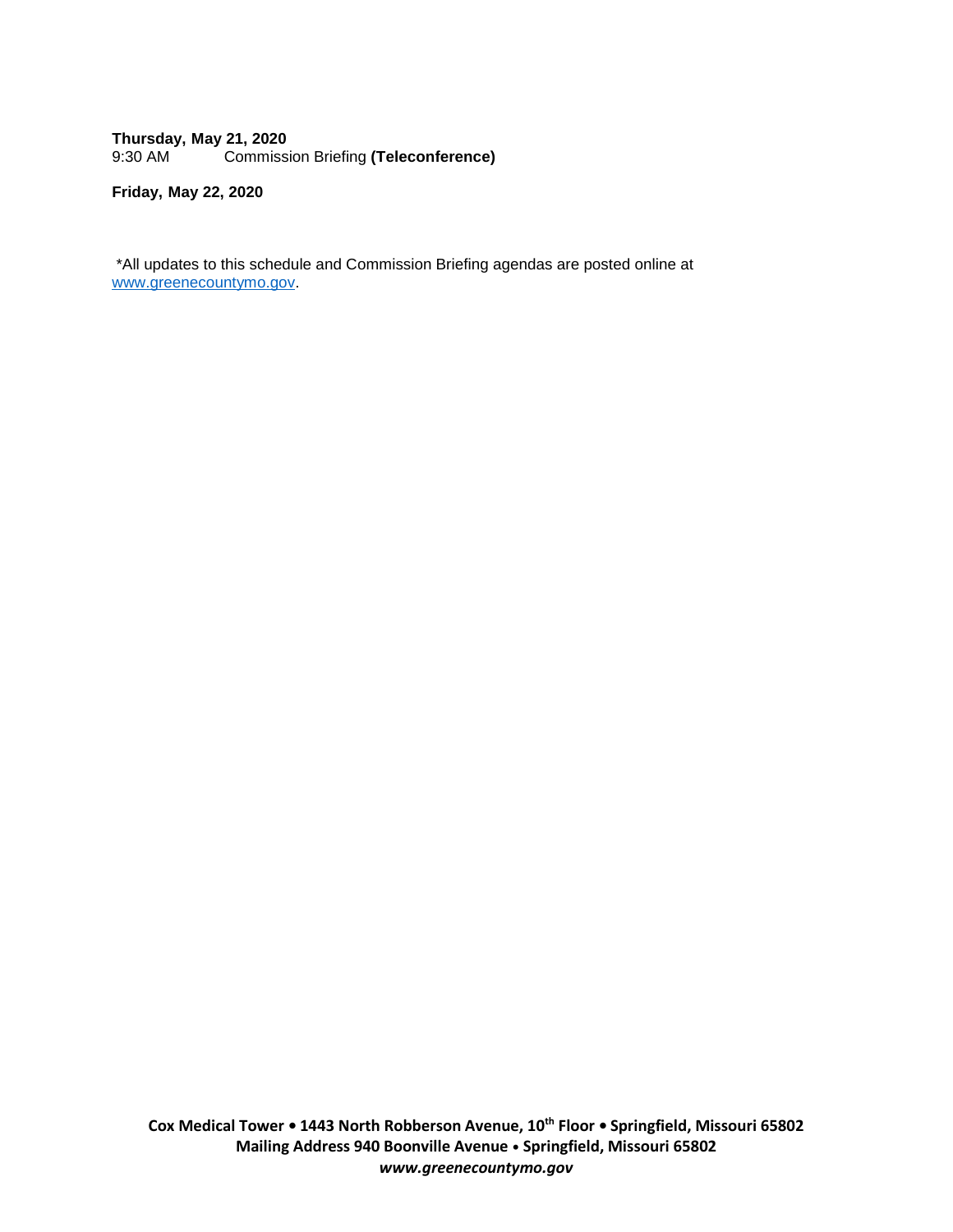**Thursday, May 21, 2020**
9:30 AM Commission Briefing **(Teleconference)**

**Friday, May 22, 2020**

*All updates to this schedule and Commission Briefing agendas are posted online at www.greenecountymo.gov.

**Cox Medical Tower • 1443 North Robberson Avenue, 10th Floor • Springfield, Missouri 65802**
**Mailing Address 940 Boonville Avenue • Springfield, Missouri 65802**
***www.greenecountymo.gov***